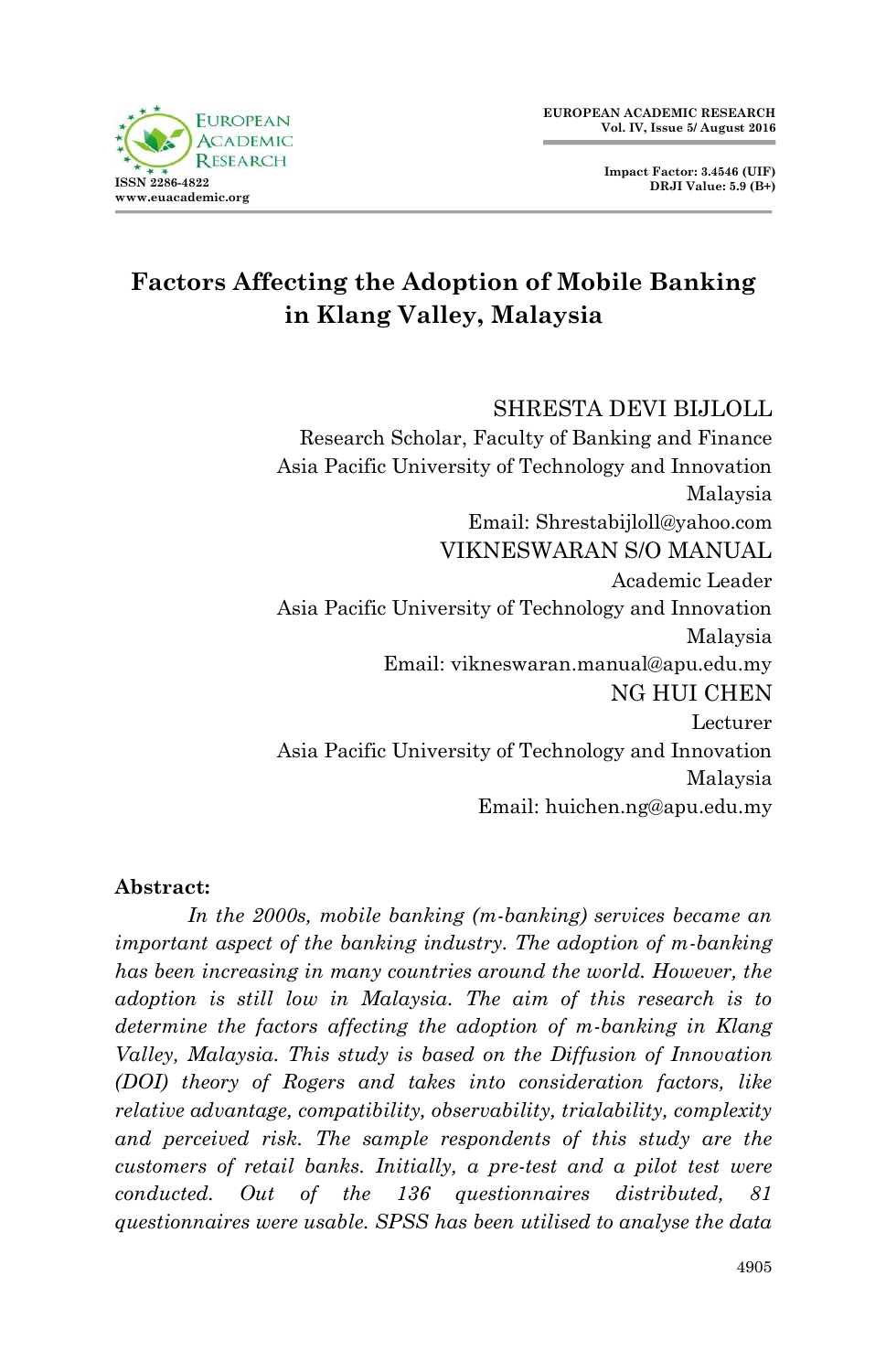# Factors Affecting the Adoption of Mobile Banking in Klang Valley, Malaysia

SHRESTA DEVI BIJLOLL
Research Scholar, Faculty of Banking and Finance
Asia Pacific University of Technology and Innovation
Malaysia
Email: Shrestabijloll@yahoo.com

VIKNESWARAN S/O MANUAL
Academic Leader
Asia Pacific University of Technology and Innovation
Malaysia
Email: vikneswaran.manual@apu.edu.my

NG HUI CHEN
Lecturer
Asia Pacific University of Technology and Innovation
Malaysia
Email: huichen.ng@apu.edu.my

**Abstract:**

*In the 2000s, mobile banking (m-banking) services became an important aspect of the banking industry. The adoption of m-banking has been increasing in many countries around the world. However, the adoption is still low in Malaysia. The aim of this research is to determine the factors affecting the adoption of m-banking in Klang Valley, Malaysia. This study is based on the Diffusion of Innovation (DOI) theory of Rogers and takes into consideration factors, like relative advantage, compatibility, observability, trialability, complexity and perceived risk. The sample respondents of this study are the customers of retail banks. Initially, a pre-test and a pilot test were conducted. Out of the 136 questionnaires distributed, 81 questionnaires were usable. SPSS has been utilised to analyse the data*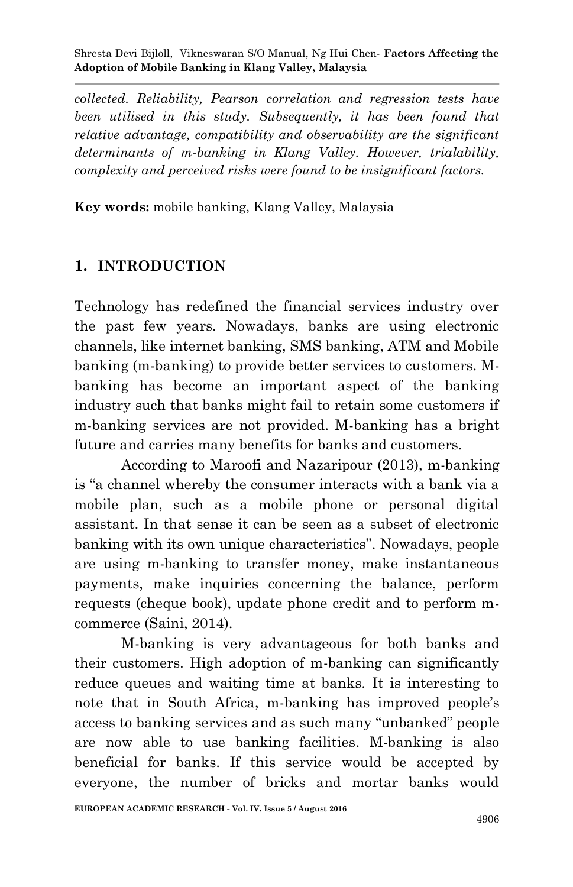*collected. Reliability, Pearson correlation and regression tests have been utilised in this study. Subsequently, it has been found that relative advantage, compatibility and observability are the significant determinants of m-banking in Klang Valley. However, trialability, complexity and perceived risks were found to be insignificant factors.*

**Key words:** mobile banking, Klang Valley, Malaysia

## 1. INTRODUCTION

Technology has redefined the financial services industry over the past few years. Nowadays, banks are using electronic channels, like internet banking, SMS banking, ATM and Mobile banking (m-banking) to provide better services to customers. M-banking has become an important aspect of the banking industry such that banks might fail to retain some customers if m-banking services are not provided. M-banking has a bright future and carries many benefits for banks and customers.

According to Maroofi and Nazaripour (2013), m-banking is "a channel whereby the consumer interacts with a bank via a mobile plan, such as a mobile phone or personal digital assistant. In that sense it can be seen as a subset of electronic banking with its own unique characteristics". Nowadays, people are using m-banking to transfer money, make instantaneous payments, make inquiries concerning the balance, perform requests (cheque book), update phone credit and to perform m-commerce (Saini, 2014).

M-banking is very advantageous for both banks and their customers. High adoption of m-banking can significantly reduce queues and waiting time at banks. It is interesting to note that in South Africa, m-banking has improved people's access to banking services and as such many "unbanked" people are now able to use banking facilities. M-banking is also beneficial for banks. If this service would be accepted by everyone, the number of bricks and mortar banks would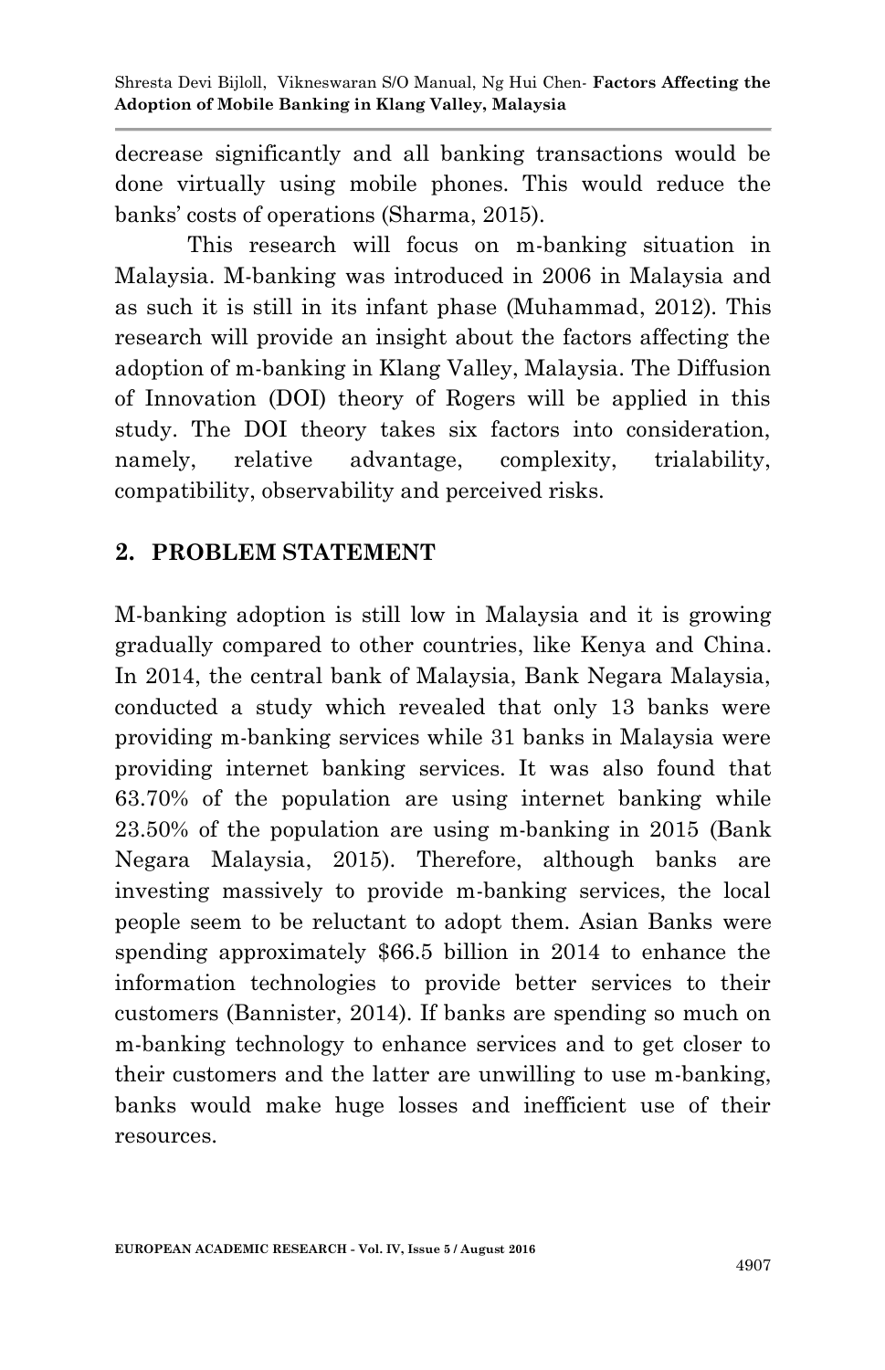decrease significantly and all banking transactions would be done virtually using mobile phones. This would reduce the banks' costs of operations (Sharma, 2015).

This research will focus on m-banking situation in Malaysia. M-banking was introduced in 2006 in Malaysia and as such it is still in its infant phase (Muhammad, 2012). This research will provide an insight about the factors affecting the adoption of m-banking in Klang Valley, Malaysia. The Diffusion of Innovation (DOI) theory of Rogers will be applied in this study. The DOI theory takes six factors into consideration, namely, relative advantage, complexity, trialability, compatibility, observability and perceived risks.

## 2. PROBLEM STATEMENT

M-banking adoption is still low in Malaysia and it is growing gradually compared to other countries, like Kenya and China. In 2014, the central bank of Malaysia, Bank Negara Malaysia, conducted a study which revealed that only 13 banks were providing m-banking services while 31 banks in Malaysia were providing internet banking services. It was also found that 63.70% of the population are using internet banking while 23.50% of the population are using m-banking in 2015 (Bank Negara Malaysia, 2015). Therefore, although banks are investing massively to provide m-banking services, the local people seem to be reluctant to adopt them. Asian Banks were spending approximately $66.5 billion in 2014 to enhance the information technologies to provide better services to their customers (Bannister, 2014). If banks are spending so much on m-banking technology to enhance services and to get closer to their customers and the latter are unwilling to use m-banking, banks would make huge losses and inefficient use of their resources.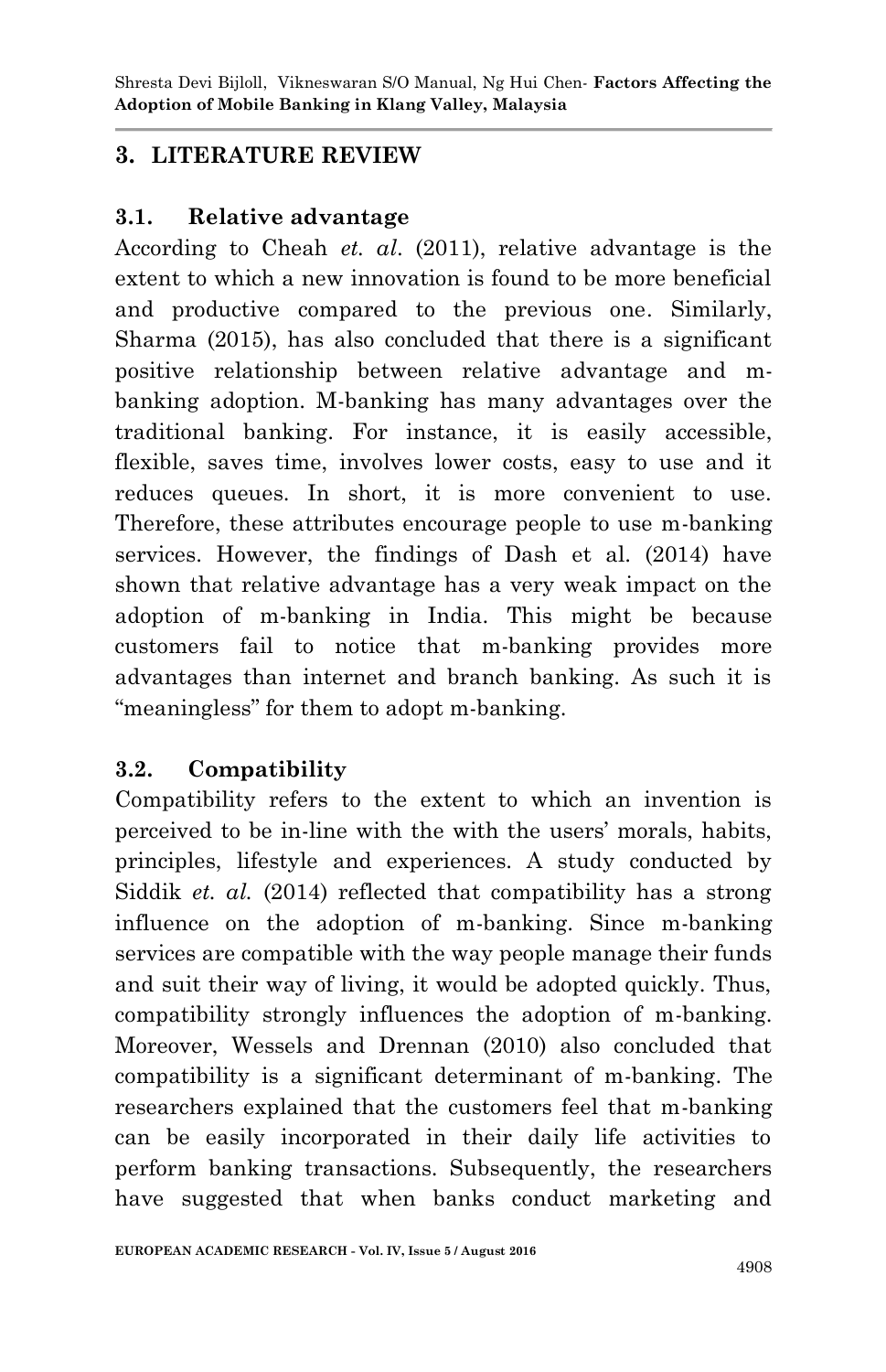## 3. LITERATURE REVIEW

### 3.1. Relative advantage

According to Cheah *et. al*. (2011), relative advantage is the extent to which a new innovation is found to be more beneficial and productive compared to the previous one. Similarly, Sharma (2015), has also concluded that there is a significant positive relationship between relative advantage and m-banking adoption. M-banking has many advantages over the traditional banking. For instance, it is easily accessible, flexible, saves time, involves lower costs, easy to use and it reduces queues. In short, it is more convenient to use. Therefore, these attributes encourage people to use m-banking services. However, the findings of Dash et al. (2014) have shown that relative advantage has a very weak impact on the adoption of m-banking in India. This might be because customers fail to notice that m-banking provides more advantages than internet and branch banking. As such it is "meaningless" for them to adopt m-banking.

### 3.2. Compatibility

Compatibility refers to the extent to which an invention is perceived to be in-line with the with the users' morals, habits, principles, lifestyle and experiences. A study conducted by Siddik *et. al.* (2014) reflected that compatibility has a strong influence on the adoption of m-banking. Since m-banking services are compatible with the way people manage their funds and suit their way of living, it would be adopted quickly. Thus, compatibility strongly influences the adoption of m-banking. Moreover, Wessels and Drennan (2010) also concluded that compatibility is a significant determinant of m-banking. The researchers explained that the customers feel that m-banking can be easily incorporated in their daily life activities to perform banking transactions. Subsequently, the researchers have suggested that when banks conduct marketing and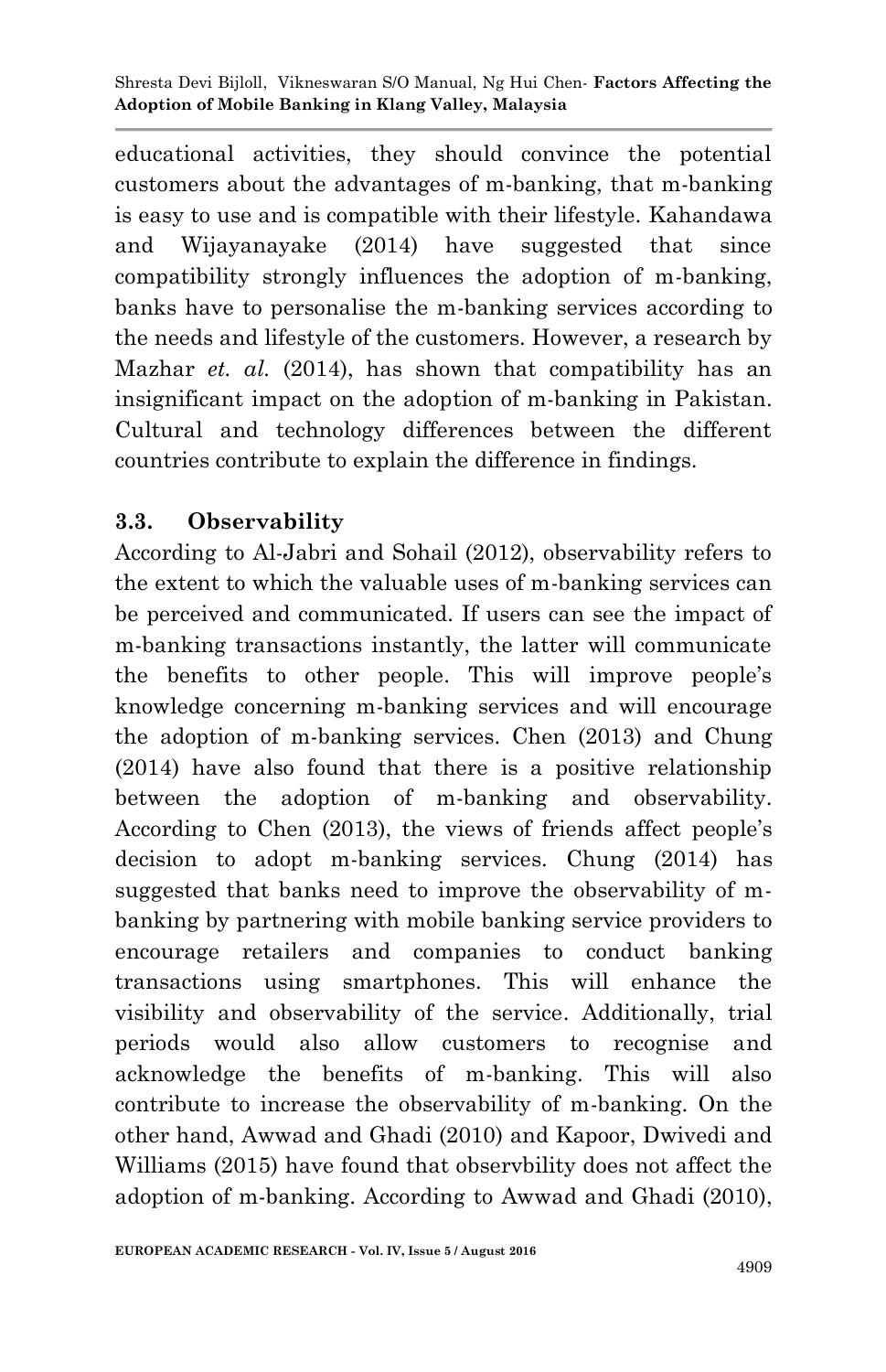educational activities, they should convince the potential customers about the advantages of m-banking, that m-banking is easy to use and is compatible with their lifestyle. Kahandawa and Wijayanayake (2014) have suggested that since compatibility strongly influences the adoption of m-banking, banks have to personalise the m-banking services according to the needs and lifestyle of the customers. However, a research by Mazhar *et. al.* (2014), has shown that compatibility has an insignificant impact on the adoption of m-banking in Pakistan. Cultural and technology differences between the different countries contribute to explain the difference in findings.

### 3.3. Observability

According to Al-Jabri and Sohail (2012), observability refers to the extent to which the valuable uses of m-banking services can be perceived and communicated. If users can see the impact of m-banking transactions instantly, the latter will communicate the benefits to other people. This will improve people's knowledge concerning m-banking services and will encourage the adoption of m-banking services. Chen (2013) and Chung (2014) have also found that there is a positive relationship between the adoption of m-banking and observability. According to Chen (2013), the views of friends affect people's decision to adopt m-banking services. Chung (2014) has suggested that banks need to improve the observability of m-banking by partnering with mobile banking service providers to encourage retailers and companies to conduct banking transactions using smartphones. This will enhance the visibility and observability of the service. Additionally, trial periods would also allow customers to recognise and acknowledge the benefits of m-banking. This will also contribute to increase the observability of m-banking. On the other hand, Awwad and Ghadi (2010) and Kapoor, Dwivedi and Williams (2015) have found that observbility does not affect the adoption of m-banking. According to Awwad and Ghadi (2010),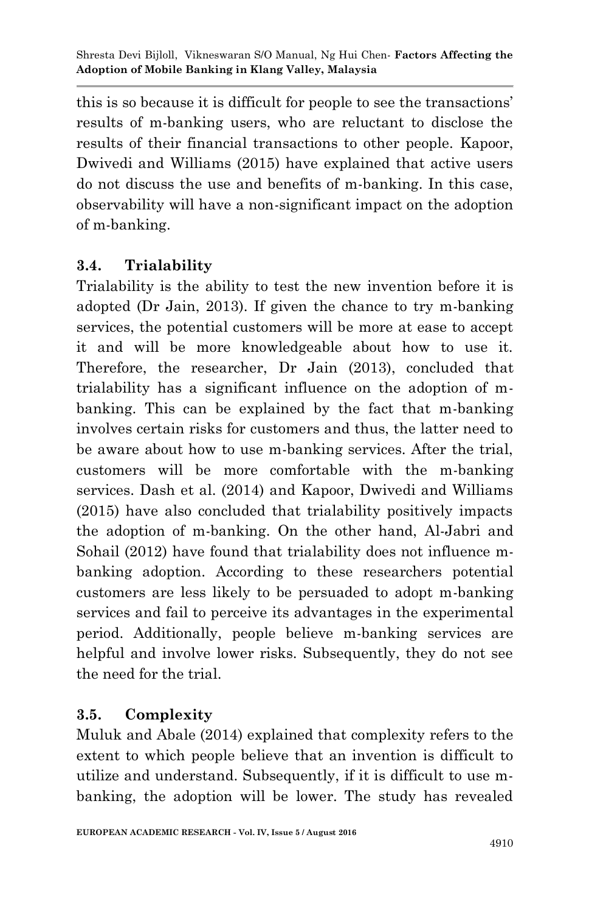this is so because it is difficult for people to see the transactions' results of m-banking users, who are reluctant to disclose the results of their financial transactions to other people. Kapoor, Dwivedi and Williams (2015) have explained that active users do not discuss the use and benefits of m-banking. In this case, observability will have a non-significant impact on the adoption of m-banking.

### 3.4. Trialability

Trialability is the ability to test the new invention before it is adopted (Dr Jain, 2013). If given the chance to try m-banking services, the potential customers will be more at ease to accept it and will be more knowledgeable about how to use it. Therefore, the researcher, Dr Jain (2013), concluded that trialability has a significant influence on the adoption of m-banking. This can be explained by the fact that m-banking involves certain risks for customers and thus, the latter need to be aware about how to use m-banking services. After the trial, customers will be more comfortable with the m-banking services. Dash et al. (2014) and Kapoor, Dwivedi and Williams (2015) have also concluded that trialability positively impacts the adoption of m-banking. On the other hand, Al-Jabri and Sohail (2012) have found that trialability does not influence m-banking adoption. According to these researchers potential customers are less likely to be persuaded to adopt m-banking services and fail to perceive its advantages in the experimental period. Additionally, people believe m-banking services are helpful and involve lower risks. Subsequently, they do not see the need for the trial.

### 3.5. Complexity

Muluk and Abale (2014) explained that complexity refers to the extent to which people believe that an invention is difficult to utilize and understand. Subsequently, if it is difficult to use m-banking, the adoption will be lower. The study has revealed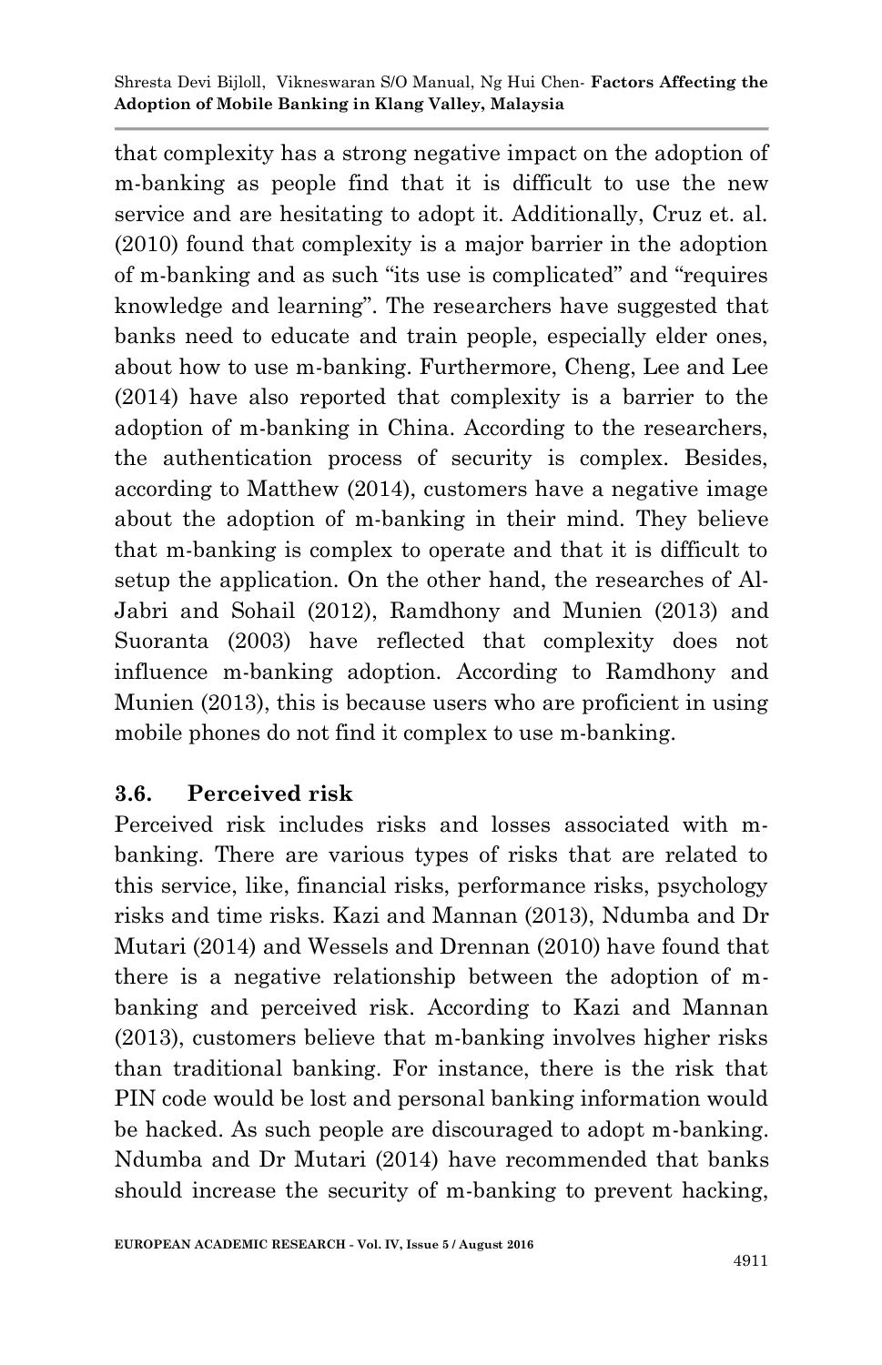that complexity has a strong negative impact on the adoption of m-banking as people find that it is difficult to use the new service and are hesitating to adopt it. Additionally, Cruz et. al. (2010) found that complexity is a major barrier in the adoption of m-banking and as such "its use is complicated" and "requires knowledge and learning". The researchers have suggested that banks need to educate and train people, especially elder ones, about how to use m-banking. Furthermore, Cheng, Lee and Lee (2014) have also reported that complexity is a barrier to the adoption of m-banking in China. According to the researchers, the authentication process of security is complex. Besides, according to Matthew (2014), customers have a negative image about the adoption of m-banking in their mind. They believe that m-banking is complex to operate and that it is difficult to setup the application. On the other hand, the researches of Al-Jabri and Sohail (2012), Ramdhony and Munien (2013) and Suoranta (2003) have reflected that complexity does not influence m-banking adoption. According to Ramdhony and Munien (2013), this is because users who are proficient in using mobile phones do not find it complex to use m-banking.

### 3.6. Perceived risk

Perceived risk includes risks and losses associated with m-banking. There are various types of risks that are related to this service, like, financial risks, performance risks, psychology risks and time risks. Kazi and Mannan (2013), Ndumba and Dr Mutari (2014) and Wessels and Drennan (2010) have found that there is a negative relationship between the adoption of m-banking and perceived risk. According to Kazi and Mannan (2013), customers believe that m-banking involves higher risks than traditional banking. For instance, there is the risk that PIN code would be lost and personal banking information would be hacked. As such people are discouraged to adopt m-banking. Ndumba and Dr Mutari (2014) have recommended that banks should increase the security of m-banking to prevent hacking,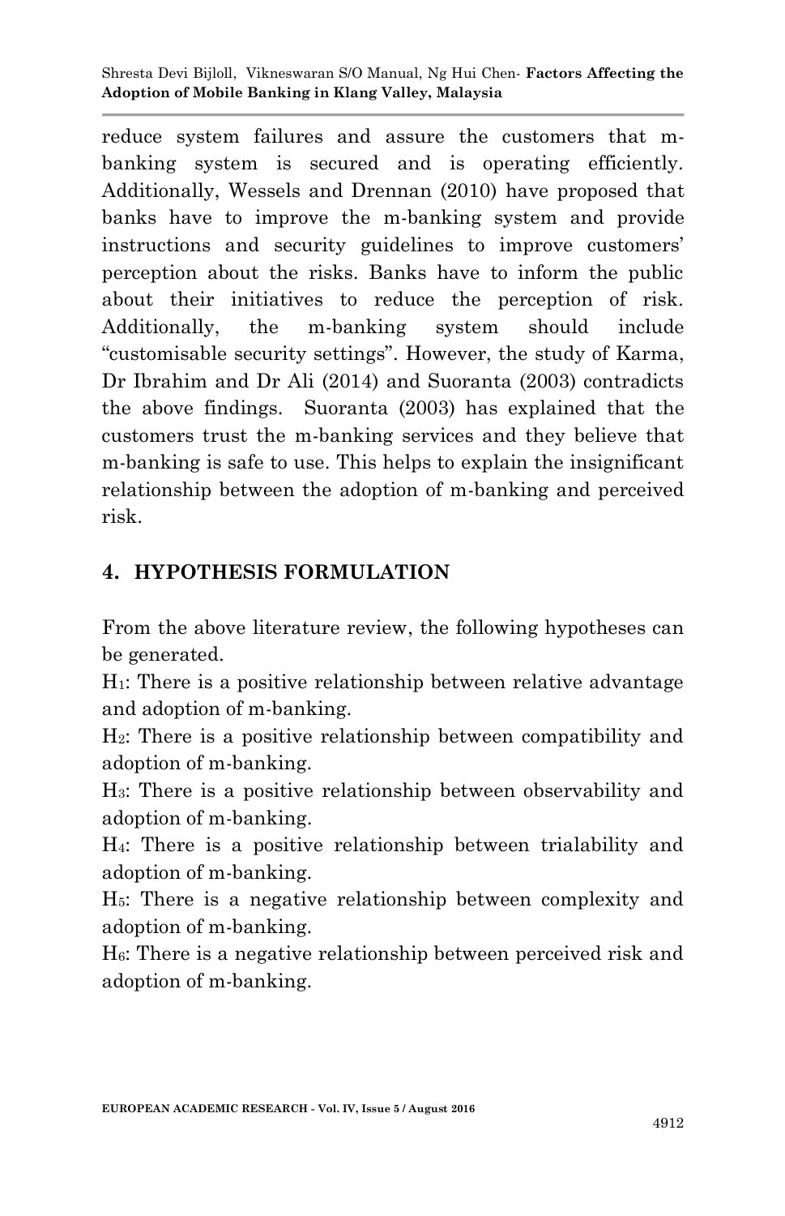reduce system failures and assure the customers that m-banking system is secured and is operating efficiently. Additionally, Wessels and Drennan (2010) have proposed that banks have to improve the m-banking system and provide instructions and security guidelines to improve customers' perception about the risks. Banks have to inform the public about their initiatives to reduce the perception of risk. Additionally, the m-banking system should include "customisable security settings". However, the study of Karma, Dr Ibrahim and Dr Ali (2014) and Suoranta (2003) contradicts the above findings. Suoranta (2003) has explained that the customers trust the m-banking services and they believe that m-banking is safe to use. This helps to explain the insignificant relationship between the adoption of m-banking and perceived risk.

## 4. HYPOTHESIS FORMULATION

From the above literature review, the following hypotheses can be generated.

$H_1$: There is a positive relationship between relative advantage and adoption of m-banking.

$H_2$: There is a positive relationship between compatibility and adoption of m-banking.

$H_3$: There is a positive relationship between observability and adoption of m-banking.

$H_4$: There is a positive relationship between trialability and adoption of m-banking.

$H_5$: There is a negative relationship between complexity and adoption of m-banking.

$H_6$: There is a negative relationship between perceived risk and adoption of m-banking.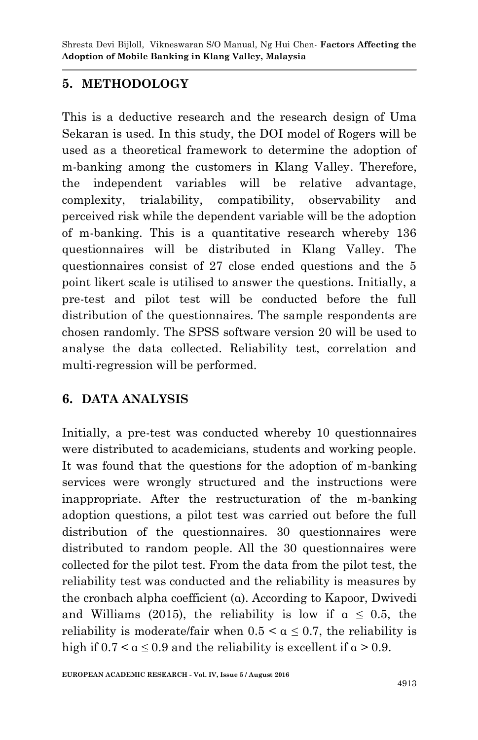## 5. METHODOLOGY

This is a deductive research and the research design of Uma Sekaran is used. In this study, the DOI model of Rogers will be used as a theoretical framework to determine the adoption of m-banking among the customers in Klang Valley. Therefore, the independent variables will be relative advantage, complexity, trialability, compatibility, observability and perceived risk while the dependent variable will be the adoption of m-banking. This is a quantitative research whereby 136 questionnaires will be distributed in Klang Valley. The questionnaires consist of 27 close ended questions and the 5 point likert scale is utilised to answer the questions. Initially, a pre-test and pilot test will be conducted before the full distribution of the questionnaires. The sample respondents are chosen randomly. The SPSS software version 20 will be used to analyse the data collected. Reliability test, correlation and multi-regression will be performed.

## 6. DATA ANALYSIS

Initially, a pre-test was conducted whereby 10 questionnaires were distributed to academicians, students and working people. It was found that the questions for the adoption of m-banking services were wrongly structured and the instructions were inappropriate. After the restructuration of the m-banking adoption questions, a pilot test was carried out before the full distribution of the questionnaires. 30 questionnaires were distributed to random people. All the 30 questionnaires were collected for the pilot test. From the data from the pilot test, the reliability test was conducted and the reliability is measures by the cronbach alpha coefficient (α). According to Kapoor, Dwivedi and Williams (2015), the reliability is low if $\alpha \leq 0.5$, the reliability is moderate/fair when $0.5 < \alpha \leq 0.7$, the reliability is high if $0.7 < \alpha \leq 0.9$ and the reliability is excellent if $\alpha > 0.9$.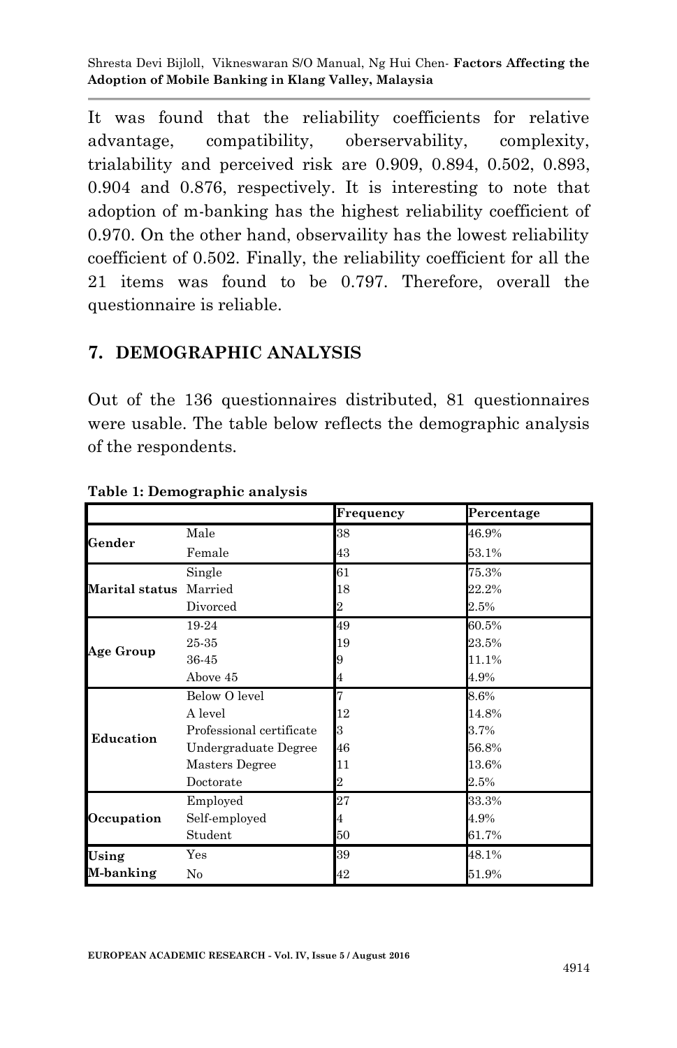It was found that the reliability coefficients for relative advantage, compatibility, oberservability, complexity, trialability and perceived risk are 0.909, 0.894, 0.502, 0.893, 0.904 and 0.876, respectively. It is interesting to note that adoption of m-banking has the highest reliability coefficient of 0.970. On the other hand, observaility has the lowest reliability coefficient of 0.502. Finally, the reliability coefficient for all the 21 items was found to be 0.797. Therefore, overall the questionnaire is reliable.

## 7. DEMOGRAPHIC ANALYSIS

Out of the 136 questionnaires distributed, 81 questionnaires were usable. The table below reflects the demographic analysis of the respondents.

**Table 1: Demographic analysis**

| | | Frequency | Percentage |
|---|---|---|---|
| **Gender** | Male | 38 | 46.9% |
| | Female | 43 | 53.1% |
| **Marital status** | Single | 61 | 75.3% |
| | Married | 18 | 22.2% |
| | Divorced | 2 | 2.5% |
| **Age Group** | 19-24 | 49 | 60.5% |
| | 25-35 | 19 | 23.5% |
| | 36-45 | 9 | 11.1% |
| | Above 45 | 4 | 4.9% |
| **Education** | Below O level | 7 | 8.6% |
| | A level | 12 | 14.8% |
| | Professional certificate | 3 | 3.7% |
| | Undergraduate Degree | 46 | 56.8% |
| | Masters Degree | 11 | 13.6% |
| | Doctorate | 2 | 2.5% |
| **Occupation** | Employed | 27 | 33.3% |
| | Self-employed | 4 | 4.9% |
| | Student | 50 | 61.7% |
| **Using M-banking** | Yes | 39 | 48.1% |
| | No | 42 | 51.9% |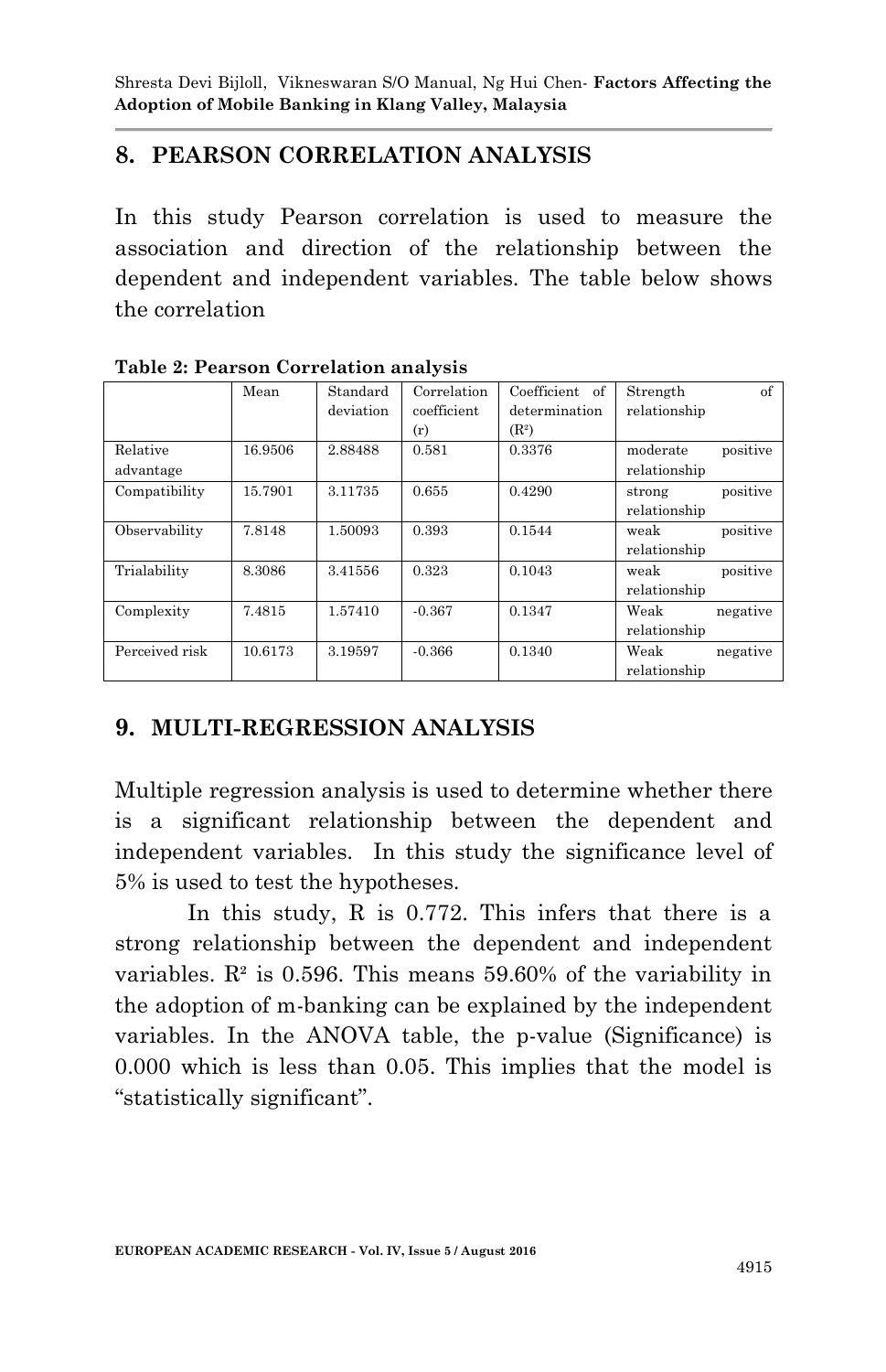## 8. PEARSON CORRELATION ANALYSIS

In this study Pearson correlation is used to measure the association and direction of the relationship between the dependent and independent variables. The table below shows the correlation

**Table 2: Pearson Correlation analysis**

| | Mean | Standard deviation | Correlation coefficient (r) | Coefficient of determination ($R^2$) | Strength of relationship |
|---|---|---|---|---|---|
| Relative advantage | 16.9506 | 2.88488 | 0.581 | 0.3376 | moderate positive relationship |
| Compatibility | 15.7901 | 3.11735 | 0.655 | 0.4290 | strong positive relationship |
| Observability | 7.8148 | 1.50093 | 0.393 | 0.1544 | weak positive relationship |
| Trialability | 8.3086 | 3.41556 | 0.323 | 0.1043 | weak positive relationship |
| Complexity | 7.4815 | 1.57410 | -0.367 | 0.1347 | Weak negative relationship |
| Perceived risk | 10.6173 | 3.19597 | -0.366 | 0.1340 | Weak negative relationship |

## 9. MULTI-REGRESSION ANALYSIS

Multiple regression analysis is used to determine whether there is a significant relationship between the dependent and independent variables. In this study the significance level of 5% is used to test the hypotheses.

In this study, R is 0.772. This infers that there is a strong relationship between the dependent and independent variables. $R^2$ is 0.596. This means 59.60% of the variability in the adoption of m-banking can be explained by the independent variables. In the ANOVA table, the p-value (Significance) is 0.000 which is less than 0.05. This implies that the model is "statistically significant".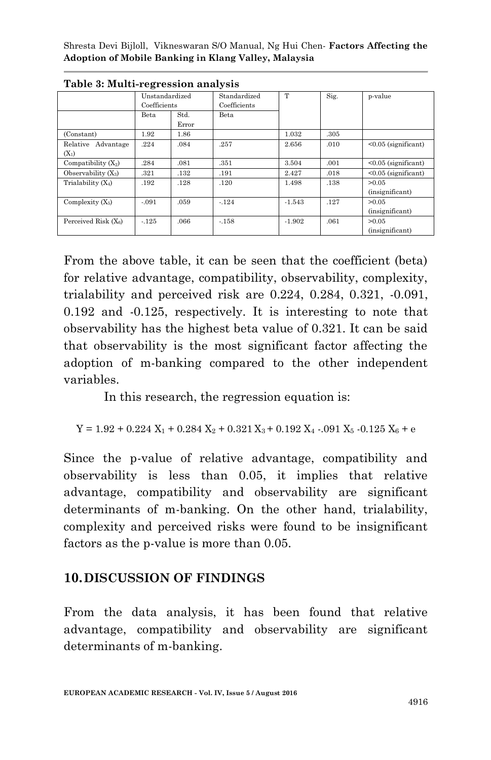**Table 3: Multi-regression analysis**

| | Unstandardized Coefficients | | Standardized Coefficients | T | Sig. | p-value |
|---|---|---|---|---|---|---|
| | Beta | Std. Error | Beta | | | |
| (Constant) | 1.92 | 1.86 | | 1.032 | .305 | |
| Relative Advantage ($X_1$) | .224 | .084 | .257 | 2.656 | .010 | <0.05 (significant) |
| Compatibility ($X_2$) | .284 | .081 | .351 | 3.504 | .001 | <0.05 (significant) |
| Observability ($X_3$) | .321 | .132 | .191 | 2.427 | .018 | <0.05 (significant) |
| Trialability ($X_4$) | .192 | .128 | .120 | 1.498 | .138 | >0.05 (insignificant) |
| Complexity ($X_5$) | -.091 | .059 | -.124 | -1.543 | .127 | >0.05 (insignificant) |
| Perceived Risk ($X_6$) | -.125 | .066 | -.158 | -1.902 | .061 | >0.05 (insignificant) |

From the above table, it can be seen that the coefficient (beta) for relative advantage, compatibility, observability, complexity, trialability and perceived risk are 0.224, 0.284, 0.321, -0.091, 0.192 and -0.125, respectively. It is interesting to note that observability has the highest beta value of 0.321. It can be said that observability is the most significant factor affecting the adoption of m-banking compared to the other independent variables.

In this research, the regression equation is:

$$Y = 1.92 + 0.224\, X_1 + 0.284\, X_2 + 0.321\, X_3 + 0.192\, X_4 - .091\, X_5 - 0.125\, X_6 + e$$

Since the p-value of relative advantage, compatibility and observability is less than 0.05, it implies that relative advantage, compatibility and observability are significant determinants of m-banking. On the other hand, trialability, complexity and perceived risks were found to be insignificant factors as the p-value is more than 0.05.

## 10. DISCUSSION OF FINDINGS

From the data analysis, it has been found that relative advantage, compatibility and observability are significant determinants of m-banking.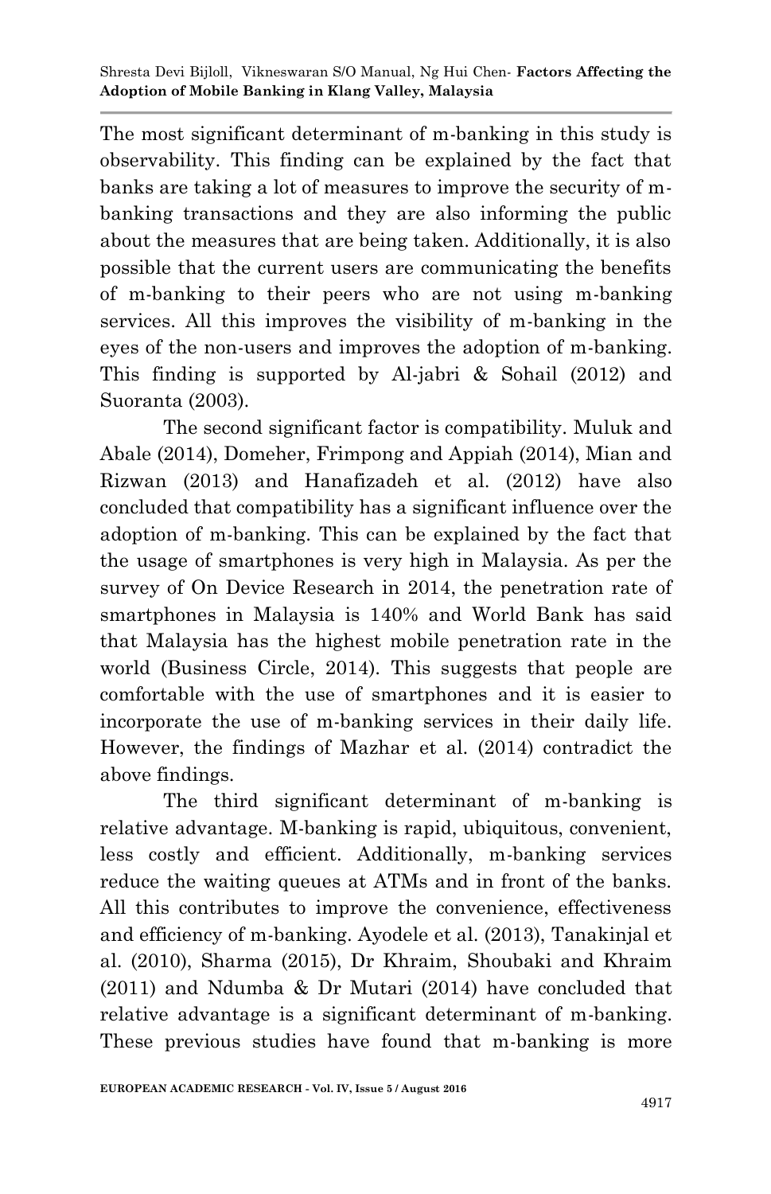The most significant determinant of m-banking in this study is observability. This finding can be explained by the fact that banks are taking a lot of measures to improve the security of m-banking transactions and they are also informing the public about the measures that are being taken. Additionally, it is also possible that the current users are communicating the benefits of m-banking to their peers who are not using m-banking services. All this improves the visibility of m-banking in the eyes of the non-users and improves the adoption of m-banking. This finding is supported by Al-jabri & Sohail (2012) and Suoranta (2003).

The second significant factor is compatibility. Muluk and Abale (2014), Domeher, Frimpong and Appiah (2014), Mian and Rizwan (2013) and Hanafizadeh et al. (2012) have also concluded that compatibility has a significant influence over the adoption of m-banking. This can be explained by the fact that the usage of smartphones is very high in Malaysia. As per the survey of On Device Research in 2014, the penetration rate of smartphones in Malaysia is 140% and World Bank has said that Malaysia has the highest mobile penetration rate in the world (Business Circle, 2014). This suggests that people are comfortable with the use of smartphones and it is easier to incorporate the use of m-banking services in their daily life. However, the findings of Mazhar et al. (2014) contradict the above findings.

The third significant determinant of m-banking is relative advantage. M-banking is rapid, ubiquitous, convenient, less costly and efficient. Additionally, m-banking services reduce the waiting queues at ATMs and in front of the banks. All this contributes to improve the convenience, effectiveness and efficiency of m-banking. Ayodele et al. (2013), Tanakinjal et al. (2010), Sharma (2015), Dr Khraim, Shoubaki and Khraim (2011) and Ndumba & Dr Mutari (2014) have concluded that relative advantage is a significant determinant of m-banking. These previous studies have found that m-banking is more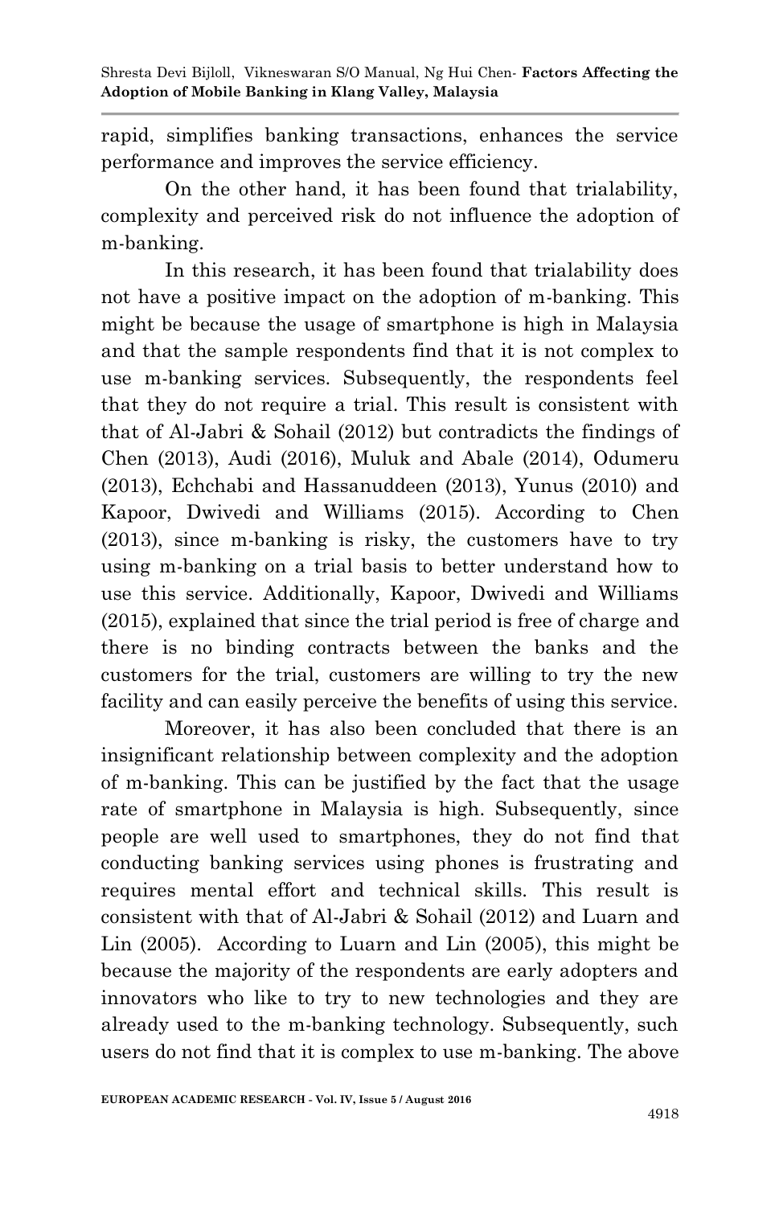rapid, simplifies banking transactions, enhances the service performance and improves the service efficiency.

On the other hand, it has been found that trialability, complexity and perceived risk do not influence the adoption of m-banking.

In this research, it has been found that trialability does not have a positive impact on the adoption of m-banking. This might be because the usage of smartphone is high in Malaysia and that the sample respondents find that it is not complex to use m-banking services. Subsequently, the respondents feel that they do not require a trial. This result is consistent with that of Al-Jabri & Sohail (2012) but contradicts the findings of Chen (2013), Audi (2016), Muluk and Abale (2014), Odumeru (2013), Echchabi and Hassanuddeen (2013), Yunus (2010) and Kapoor, Dwivedi and Williams (2015). According to Chen (2013), since m-banking is risky, the customers have to try using m-banking on a trial basis to better understand how to use this service. Additionally, Kapoor, Dwivedi and Williams (2015), explained that since the trial period is free of charge and there is no binding contracts between the banks and the customers for the trial, customers are willing to try the new facility and can easily perceive the benefits of using this service.

Moreover, it has also been concluded that there is an insignificant relationship between complexity and the adoption of m-banking. This can be justified by the fact that the usage rate of smartphone in Malaysia is high. Subsequently, since people are well used to smartphones, they do not find that conducting banking services using phones is frustrating and requires mental effort and technical skills. This result is consistent with that of Al-Jabri & Sohail (2012) and Luarn and Lin (2005). According to Luarn and Lin (2005), this might be because the majority of the respondents are early adopters and innovators who like to try to new technologies and they are already used to the m-banking technology. Subsequently, such users do not find that it is complex to use m-banking. The above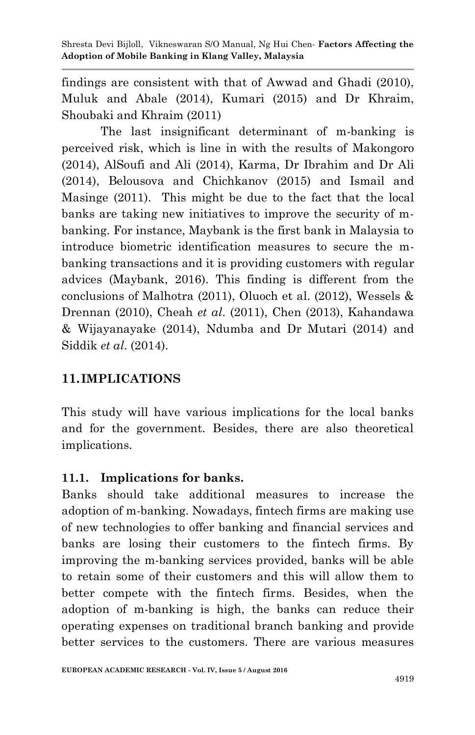findings are consistent with that of Awwad and Ghadi (2010), Muluk and Abale (2014), Kumari (2015) and Dr Khraim, Shoubaki and Khraim (2011)

The last insignificant determinant of m-banking is perceived risk, which is line in with the results of Makongoro (2014), AlSoufi and Ali (2014), Karma, Dr Ibrahim and Dr Ali (2014), Belousova and Chichkanov (2015) and Ismail and Masinge (2011). This might be due to the fact that the local banks are taking new initiatives to improve the security of m-banking. For instance, Maybank is the first bank in Malaysia to introduce biometric identification measures to secure the m-banking transactions and it is providing customers with regular advices (Maybank, 2016). This finding is different from the conclusions of Malhotra (2011), Oluoch et al. (2012), Wessels & Drennan (2010), Cheah *et al*. (2011), Chen (2013), Kahandawa & Wijayanayake (2014), Ndumba and Dr Mutari (2014) and Siddik *et al*. (2014).

## 11. IMPLICATIONS

This study will have various implications for the local banks and for the government. Besides, there are also theoretical implications.

### 11.1. Implications for banks.

Banks should take additional measures to increase the adoption of m-banking. Nowadays, fintech firms are making use of new technologies to offer banking and financial services and banks are losing their customers to the fintech firms. By improving the m-banking services provided, banks will be able to retain some of their customers and this will allow them to better compete with the fintech firms. Besides, when the adoption of m-banking is high, the banks can reduce their operating expenses on traditional branch banking and provide better services to the customers. There are various measures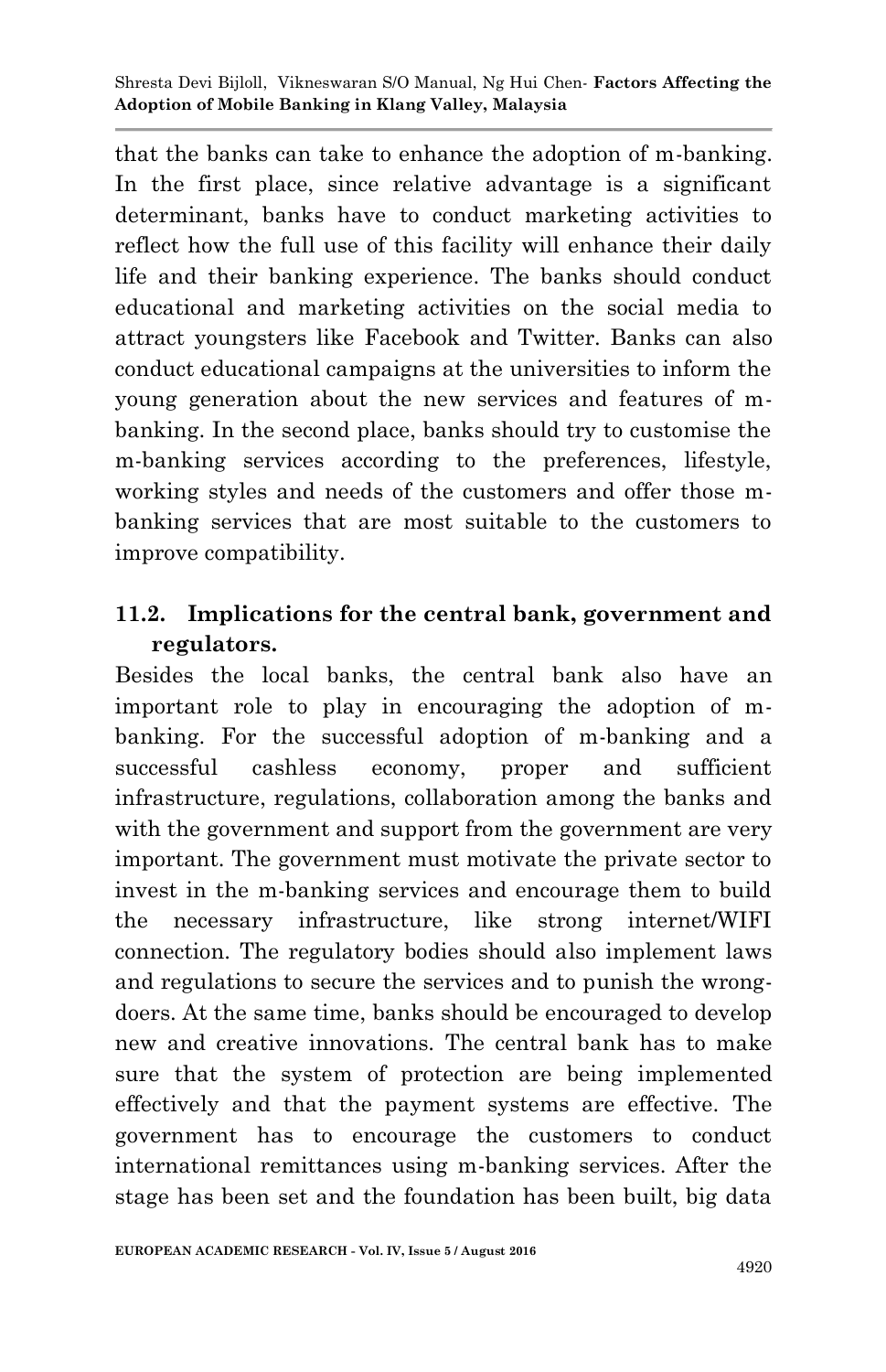that the banks can take to enhance the adoption of m-banking. In the first place, since relative advantage is a significant determinant, banks have to conduct marketing activities to reflect how the full use of this facility will enhance their daily life and their banking experience. The banks should conduct educational and marketing activities on the social media to attract youngsters like Facebook and Twitter. Banks can also conduct educational campaigns at the universities to inform the young generation about the new services and features of m-banking. In the second place, banks should try to customise the m-banking services according to the preferences, lifestyle, working styles and needs of the customers and offer those m-banking services that are most suitable to the customers to improve compatibility.

### 11.2. Implications for the central bank, government and regulators.

Besides the local banks, the central bank also have an important role to play in encouraging the adoption of m-banking. For the successful adoption of m-banking and a successful cashless economy, proper and sufficient infrastructure, regulations, collaboration among the banks and with the government and support from the government are very important. The government must motivate the private sector to invest in the m-banking services and encourage them to build the necessary infrastructure, like strong internet/WIFI connection. The regulatory bodies should also implement laws and regulations to secure the services and to punish the wrong-doers. At the same time, banks should be encouraged to develop new and creative innovations. The central bank has to make sure that the system of protection are being implemented effectively and that the payment systems are effective. The government has to encourage the customers to conduct international remittances using m-banking services. After the stage has been set and the foundation has been built, big data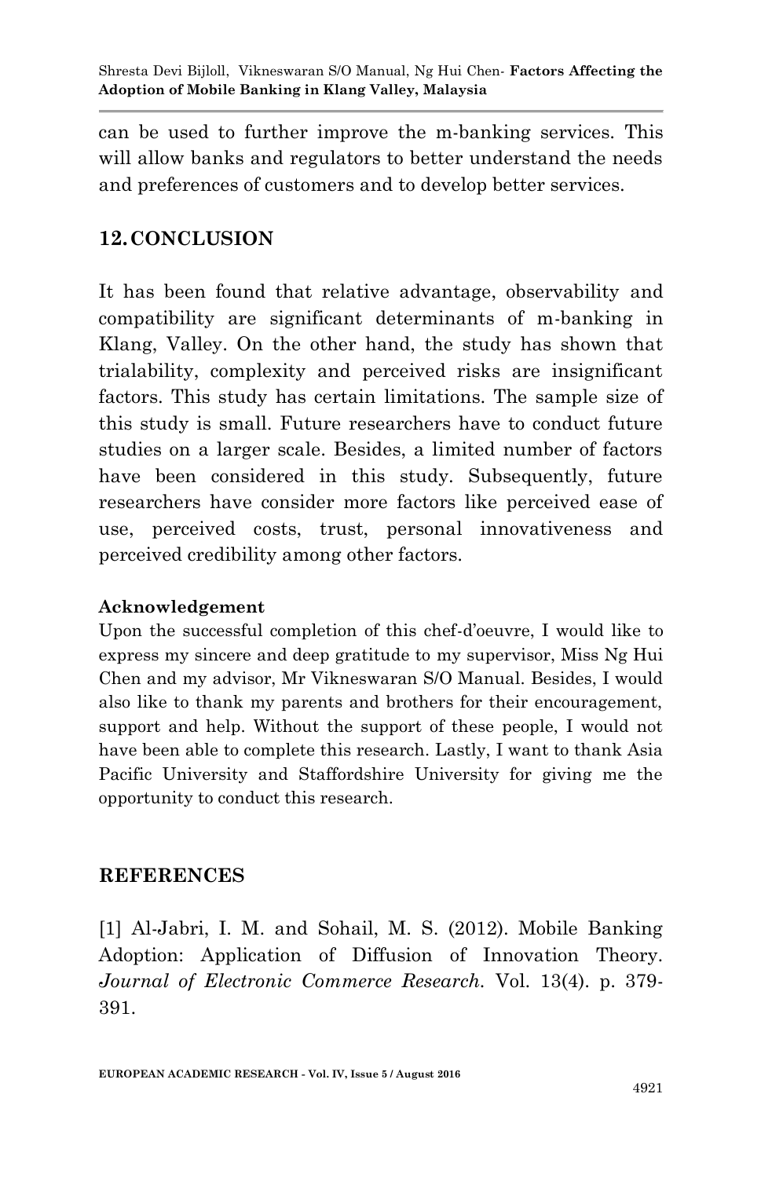can be used to further improve the m-banking services. This will allow banks and regulators to better understand the needs and preferences of customers and to develop better services.

## 12. CONCLUSION

It has been found that relative advantage, observability and compatibility are significant determinants of m-banking in Klang, Valley. On the other hand, the study has shown that trialability, complexity and perceived risks are insignificant factors. This study has certain limitations. The sample size of this study is small. Future researchers have to conduct future studies on a larger scale. Besides, a limited number of factors have been considered in this study. Subsequently, future researchers have consider more factors like perceived ease of use, perceived costs, trust, personal innovativeness and perceived credibility among other factors.

**Acknowledgement**

Upon the successful completion of this chef-d'oeuvre, I would like to express my sincere and deep gratitude to my supervisor, Miss Ng Hui Chen and my advisor, Mr Vikneswaran S/O Manual. Besides, I would also like to thank my parents and brothers for their encouragement, support and help. Without the support of these people, I would not have been able to complete this research. Lastly, I want to thank Asia Pacific University and Staffordshire University for giving me the opportunity to conduct this research.

## REFERENCES

[1] Al-Jabri, I. M. and Sohail, M. S. (2012). Mobile Banking Adoption: Application of Diffusion of Innovation Theory. *Journal of Electronic Commerce Research*. Vol. 13(4). p. 379-391.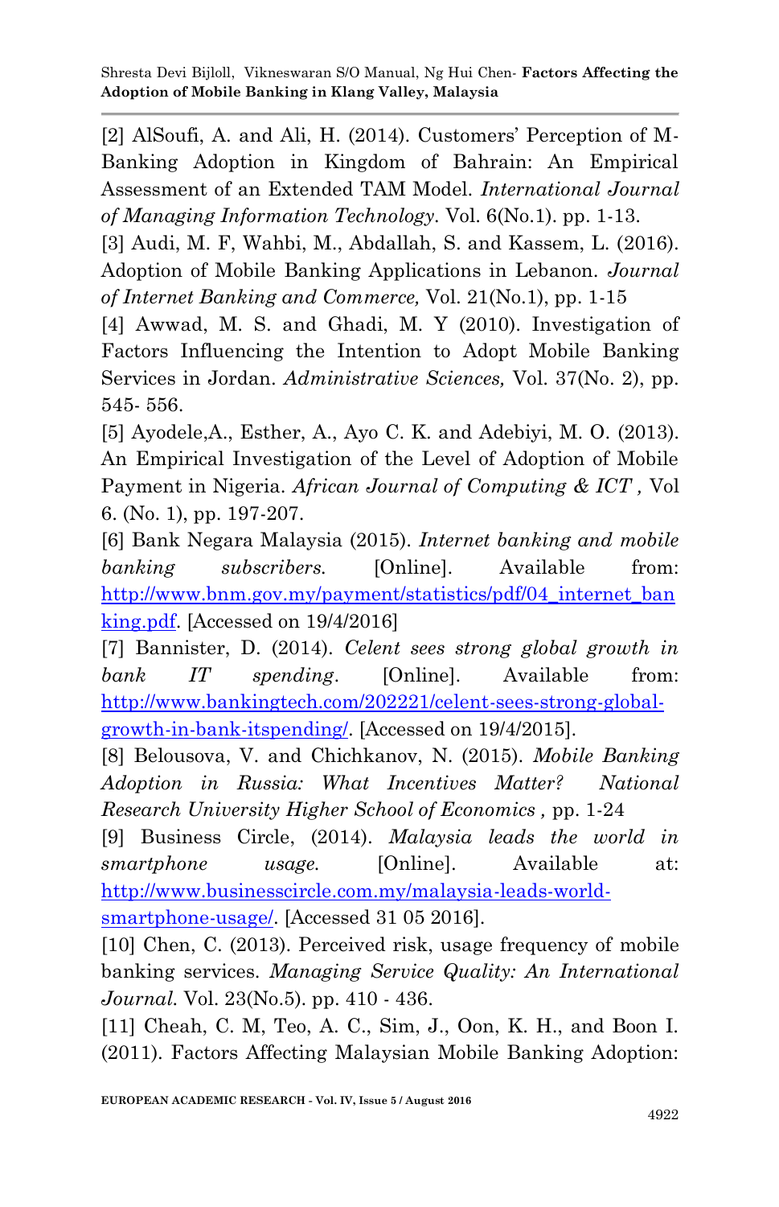[2] AlSoufi, A. and Ali, H. (2014). Customers' Perception of M-Banking Adoption in Kingdom of Bahrain: An Empirical Assessment of an Extended TAM Model. *International Journal of Managing Information Technology*. Vol. 6(No.1). pp. 1-13.

[3] Audi, M. F, Wahbi, M., Abdallah, S. and Kassem, L. (2016). Adoption of Mobile Banking Applications in Lebanon. *Journal of Internet Banking and Commerce,* Vol. 21(No.1), pp. 1-15

[4] Awwad, M. S. and Ghadi, M. Y (2010). Investigation of Factors Influencing the Intention to Adopt Mobile Banking Services in Jordan. *Administrative Sciences,* Vol. 37(No. 2), pp. 545- 556.

[5] Ayodele,A., Esther, A., Ayo C. K. and Adebiyi, M. O. (2013). An Empirical Investigation of the Level of Adoption of Mobile Payment in Nigeria. *African Journal of Computing & ICT ,* Vol 6. (No. 1), pp. 197-207.

[6] Bank Negara Malaysia (2015). *Internet banking and mobile banking subscribers.* [Online]. Available from: http://www.bnm.gov.my/payment/statistics/pdf/04_internet_banking.pdf. [Accessed on 19/4/2016]

[7] Bannister, D. (2014). *Celent sees strong global growth in bank IT spending*. [Online]. Available from: http://www.bankingtech.com/202221/celent-sees-strong-global-growth-in-bank-itspending/. [Accessed on 19/4/2015].

[8] Belousova, V. and Chichkanov, N. (2015). *Mobile Banking Adoption in Russia: What Incentives Matter? National Research University Higher School of Economics ,* pp. 1-24

[9] Business Circle, (2014). *Malaysia leads the world in smartphone usage.* [Online]. Available at: http://www.businesscircle.com.my/malaysia-leads-world-smartphone-usage/. [Accessed 31 05 2016].

[10] Chen, C. (2013). Perceived risk, usage frequency of mobile banking services. *Managing Service Quality: An International Journal.* Vol. 23(No.5). pp. 410 - 436.

[11] Cheah, C. M, Teo, A. C., Sim, J., Oon, K. H., and Boon I. (2011). Factors Affecting Malaysian Mobile Banking Adoption: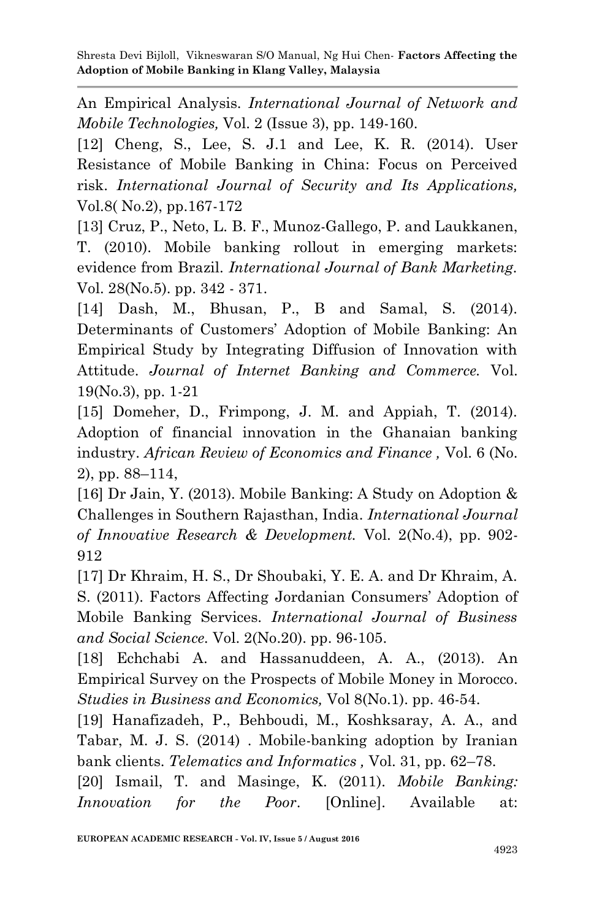An Empirical Analysis. *International Journal of Network and Mobile Technologies,* Vol. 2 (Issue 3), pp. 149-160.

[12] Cheng, S., Lee, S. J.1 and Lee, K. R. (2014). User Resistance of Mobile Banking in China: Focus on Perceived risk. *International Journal of Security and Its Applications,* Vol.8( No.2), pp.167-172

[13] Cruz, P., Neto, L. B. F., Munoz-Gallego, P. and Laukkanen, T. (2010). Mobile banking rollout in emerging markets: evidence from Brazil. *International Journal of Bank Marketing.* Vol. 28(No.5). pp. 342 - 371.

[14] Dash, M., Bhusan, P., B and Samal, S. (2014). Determinants of Customers' Adoption of Mobile Banking: An Empirical Study by Integrating Diffusion of Innovation with Attitude. *Journal of Internet Banking and Commerce.* Vol. 19(No.3), pp. 1-21

[15] Domeher, D., Frimpong, J. M. and Appiah, T. (2014). Adoption of financial innovation in the Ghanaian banking industry. *African Review of Economics and Finance ,* Vol. 6 (No. 2), pp. 88–114,

[16] Dr Jain, Y. (2013). Mobile Banking: A Study on Adoption & Challenges in Southern Rajasthan, India. *International Journal of Innovative Research & Development.* Vol. 2(No.4), pp. 902-912

[17] Dr Khraim, H. S., Dr Shoubaki, Y. E. A. and Dr Khraim, A. S. (2011). Factors Affecting Jordanian Consumers' Adoption of Mobile Banking Services. *International Journal of Business and Social Science.* Vol. 2(No.20). pp. 96-105.

[18] Echchabi A. and Hassanuddeen, A. A., (2013). An Empirical Survey on the Prospects of Mobile Money in Morocco. *Studies in Business and Economics,* Vol 8(No.1). pp. 46-54.

[19] Hanafizadeh, P., Behboudi, M., Koshksaray, A. A., and Tabar, M. J. S. (2014) . Mobile-banking adoption by Iranian bank clients. *Telematics and Informatics ,* Vol. 31, pp. 62–78.

[20] Ismail, T. and Masinge, K. (2011). *Mobile Banking: Innovation for the Poor*. [Online]. Available at: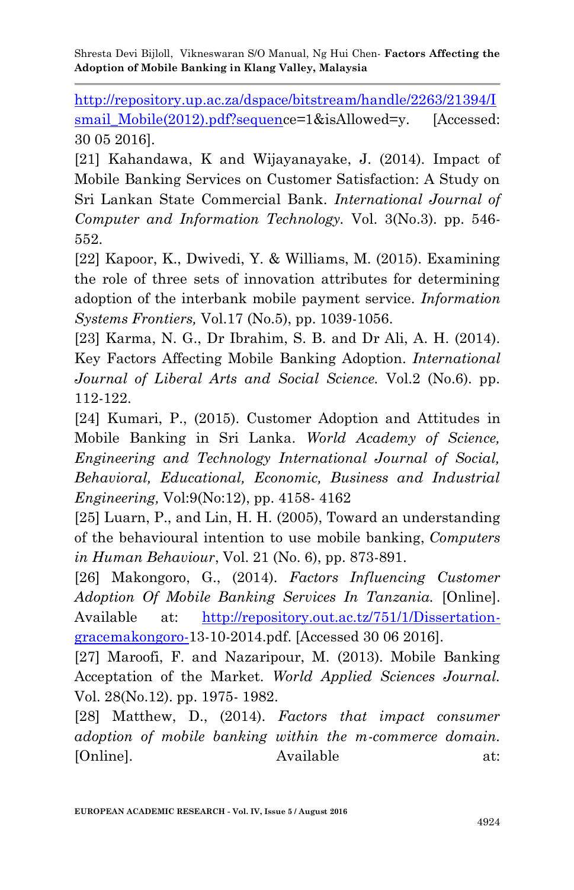http://repository.up.ac.za/dspace/bitstream/handle/2263/21394/Ismail_Mobile(2012).pdf?sequence=1&isAllowed=y. [Accessed: 30 05 2016].

[21] Kahandawa, K and Wijayanayake, J. (2014). Impact of Mobile Banking Services on Customer Satisfaction: A Study on Sri Lankan State Commercial Bank. *International Journal of Computer and Information Technology.* Vol. 3(No.3). pp. 546-552.

[22] Kapoor, K., Dwivedi, Y. & Williams, M. (2015). Examining the role of three sets of innovation attributes for determining adoption of the interbank mobile payment service. *Information Systems Frontiers,* Vol.17 (No.5), pp. 1039-1056.

[23] Karma, N. G., Dr Ibrahim, S. B. and Dr Ali, A. H. (2014). Key Factors Affecting Mobile Banking Adoption. *International Journal of Liberal Arts and Social Science.* Vol.2 (No.6). pp. 112-122.

[24] Kumari, P., (2015). Customer Adoption and Attitudes in Mobile Banking in Sri Lanka. *World Academy of Science, Engineering and Technology International Journal of Social, Behavioral, Educational, Economic, Business and Industrial Engineering,* Vol:9(No:12), pp. 4158- 4162

[25] Luarn, P., and Lin, H. H. (2005), Toward an understanding of the behavioural intention to use mobile banking, *Computers in Human Behaviour*, Vol. 21 (No. 6), pp. 873-891.

[26] Makongoro, G., (2014). *Factors Influencing Customer Adoption Of Mobile Banking Services In Tanzania.* [Online]. Available at: http://repository.out.ac.tz/751/1/Dissertation-gracemakongoro-13-10-2014.pdf. [Accessed 30 06 2016].

[27] Maroofi, F. and Nazaripour, M. (2013). Mobile Banking Acceptation of the Market. *World Applied Sciences Journal.* Vol. 28(No.12). pp. 1975- 1982.

[28] Matthew, D., (2014). *Factors that impact consumer adoption of mobile banking within the m-commerce domain.* [Online]. Available at: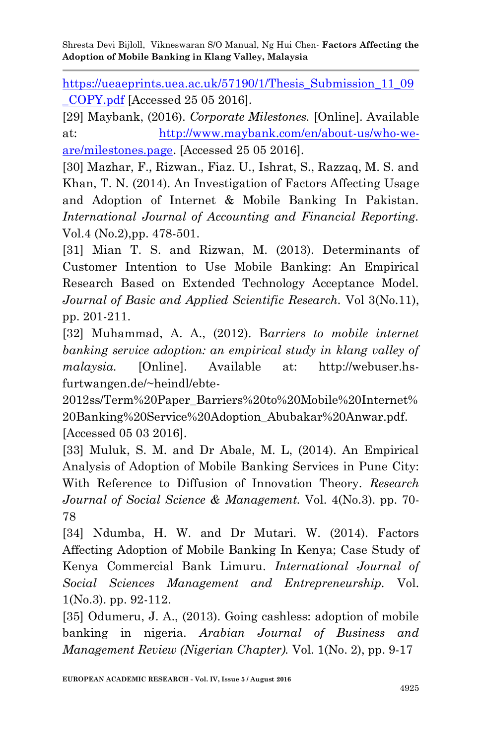https://ueaeprints.uea.ac.uk/57190/1/Thesis_Submission_11_09_COPY.pdf [Accessed 25 05 2016].

[29] Maybank, (2016). *Corporate Milestones.* [Online]. Available at: http://www.maybank.com/en/about-us/who-we-are/milestones.page. [Accessed 25 05 2016].

[30] Mazhar, F., Rizwan., Fiaz. U., Ishrat, S., Razzaq, M. S. and Khan, T. N. (2014). An Investigation of Factors Affecting Usage and Adoption of Internet & Mobile Banking In Pakistan. *International Journal of Accounting and Financial Reporting.* Vol.4 (No.2),pp. 478-501.

[31] Mian T. S. and Rizwan, M. (2013). Determinants of Customer Intention to Use Mobile Banking: An Empirical Research Based on Extended Technology Acceptance Model. *Journal of Basic and Applied Scientific Research.* Vol 3(No.11), pp. 201-211.

[32] Muhammad, A. A., (2012). B*arriers to mobile internet banking service adoption: an empirical study in klang valley of malaysia.* [Online]. Available at: http://webuser.hs-furtwangen.de/~heindl/ebte-2012ss/Term%20Paper_Barriers%20to%20Mobile%20Internet%20Banking%20Service%20Adoption_Abubakar%20Anwar.pdf. [Accessed 05 03 2016].

[33] Muluk, S. M. and Dr Abale, M. L, (2014). An Empirical Analysis of Adoption of Mobile Banking Services in Pune City: With Reference to Diffusion of Innovation Theory. *Research Journal of Social Science & Management.* Vol. 4(No.3). pp. 70-78

[34] Ndumba, H. W. and Dr Mutari. W. (2014). Factors Affecting Adoption of Mobile Banking In Kenya; Case Study of Kenya Commercial Bank Limuru. *International Journal of Social Sciences Management and Entrepreneurship.* Vol. 1(No.3). pp. 92-112.

[35] Odumeru, J. A., (2013). Going cashless: adoption of mobile banking in nigeria. *Arabian Journal of Business and Management Review (Nigerian Chapter).* Vol. 1(No. 2), pp. 9-17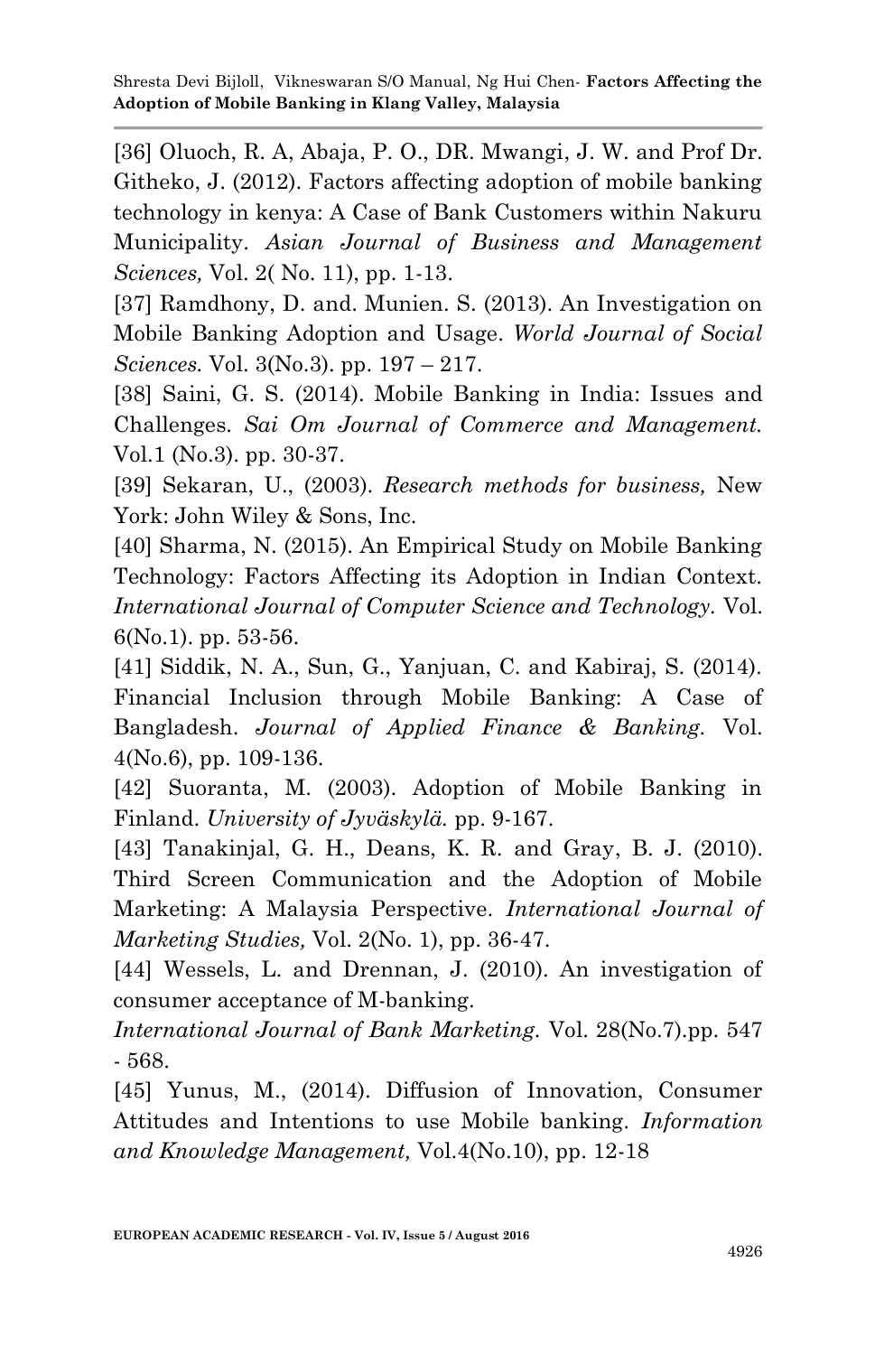[36] Oluoch, R. A, Abaja, P. O., DR. Mwangi, J. W. and Prof Dr. Githeko, J. (2012). Factors affecting adoption of mobile banking technology in kenya: A Case of Bank Customers within Nakuru Municipality. *Asian Journal of Business and Management Sciences,* Vol. 2( No. 11), pp. 1-13.

[37] Ramdhony, D. and. Munien. S. (2013). An Investigation on Mobile Banking Adoption and Usage. *World Journal of Social Sciences.* Vol. 3(No.3). pp. 197 – 217.

[38] Saini, G. S. (2014). Mobile Banking in India: Issues and Challenges. *Sai Om Journal of Commerce and Management.* Vol.1 (No.3). pp. 30-37.

[39] Sekaran, U., (2003). *Research methods for business,* New York: John Wiley & Sons, Inc.

[40] Sharma, N. (2015). An Empirical Study on Mobile Banking Technology: Factors Affecting its Adoption in Indian Context. *International Journal of Computer Science and Technology.* Vol. 6(No.1). pp. 53-56.

[41] Siddik, N. A., Sun, G., Yanjuan, C. and Kabiraj, S. (2014). Financial Inclusion through Mobile Banking: A Case of Bangladesh. *Journal of Applied Finance & Banking.* Vol. 4(No.6), pp. 109-136.

[42] Suoranta, M. (2003). Adoption of Mobile Banking in Finland. *University of Jyväskylä.* pp. 9-167.

[43] Tanakinjal, G. H., Deans, K. R. and Gray, B. J. (2010). Third Screen Communication and the Adoption of Mobile Marketing: A Malaysia Perspective. *International Journal of Marketing Studies,* Vol. 2(No. 1), pp. 36-47.

[44] Wessels, L. and Drennan, J. (2010). An investigation of consumer acceptance of M-banking. *International Journal of Bank Marketing.* Vol. 28(No.7).pp. 547 - 568.

[45] Yunus, M., (2014). Diffusion of Innovation, Consumer Attitudes and Intentions to use Mobile banking. *Information and Knowledge Management,* Vol.4(No.10), pp. 12-18